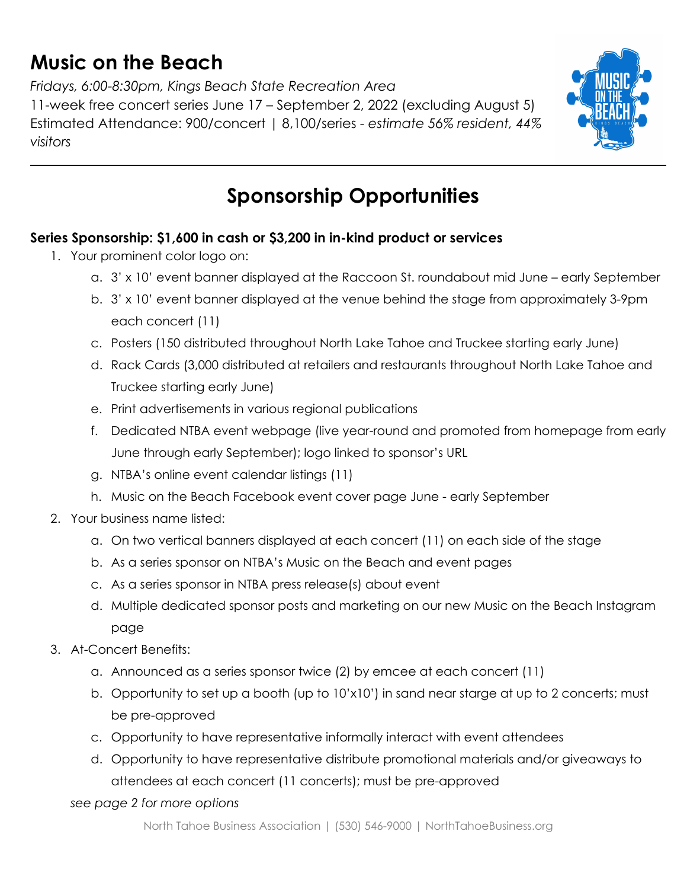# Music on the Beach

*Fridays, 6:00-8:30pm, Kings Beach State Recreation Area*
11-week free concert series June 17 – September 2, 2022 (excluding August 5)
Estimated Attendance: 900/concert | 8,100/series - *estimate 56% resident, 44% visitors*

---

## Sponsorship Opportunities

**Series Sponsorship: $1,600 in cash or $3,200 in in-kind product or services**

1. Your prominent color logo on:
    a. 3' x 10' event banner displayed at the Raccoon St. roundabout mid June – early September
    b. 3' x 10' event banner displayed at the venue behind the stage from approximately 3-9pm each concert (11)
    c. Posters (150 distributed throughout North Lake Tahoe and Truckee starting early June)
    d. Rack Cards (3,000 distributed at retailers and restaurants throughout North Lake Tahoe and Truckee starting early June)
    e. Print advertisements in various regional publications
    f. Dedicated NTBA event webpage (live year-round and promoted from homepage from early June through early September); logo linked to sponsor's URL
    g. NTBA's online event calendar listings (11)
    h. Music on the Beach Facebook event cover page June - early September
2. Your business name listed:
    a. On two vertical banners displayed at each concert (11) on each side of the stage
    b. As a series sponsor on NTBA's Music on the Beach and event pages
    c. As a series sponsor in NTBA press release(s) about event
    d. Multiple dedicated sponsor posts and marketing on our new Music on the Beach Instagram page
3. At-Concert Benefits:
    a. Announced as a series sponsor twice (2) by emcee at each concert (11)
    b. Opportunity to set up a booth (up to 10'x10') in sand near starge at up to 2 concerts; must be pre-approved
    c. Opportunity to have representative informally interact with event attendees
    d. Opportunity to have representative distribute promotional materials and/or giveaways to attendees at each concert (11 concerts); must be pre-approved

*see page 2 for more options*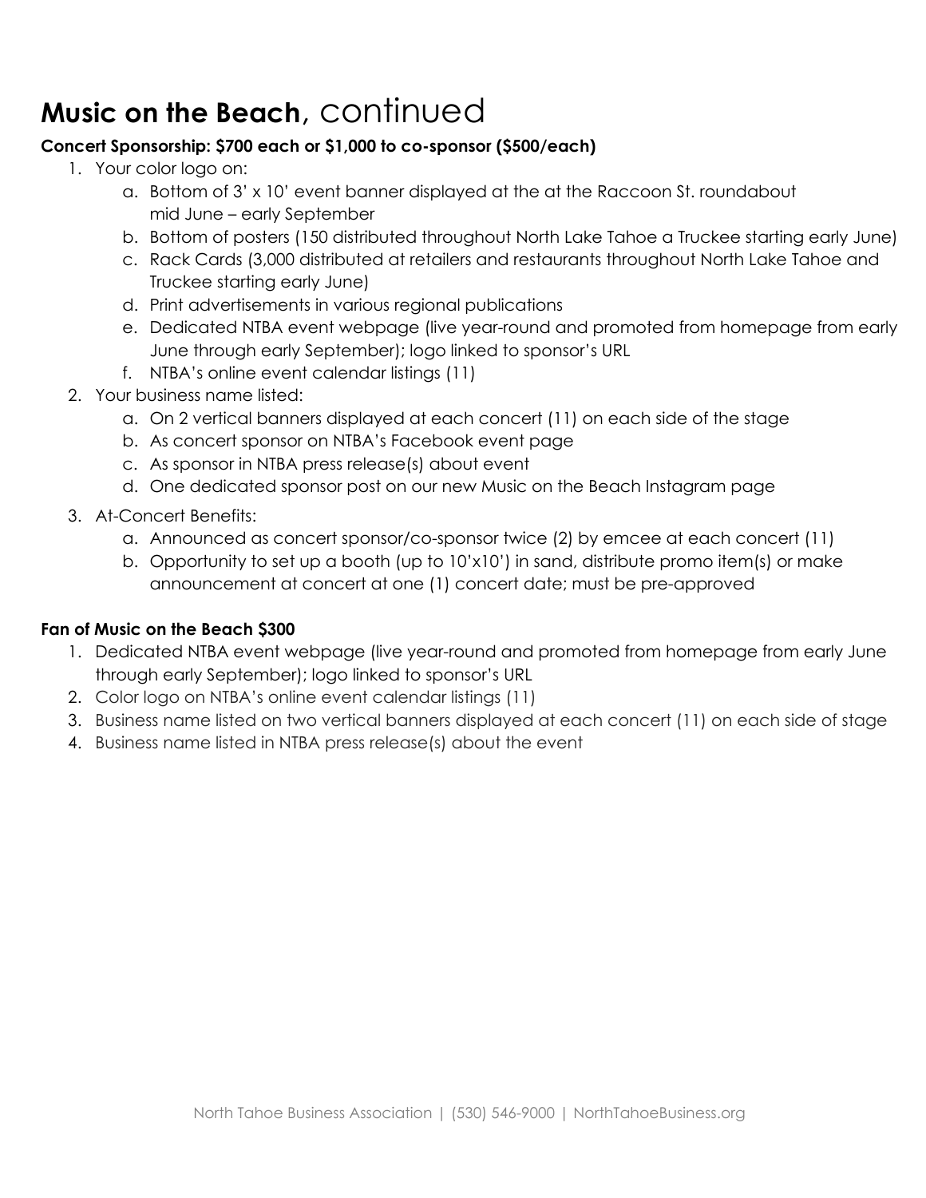# **Music on the Beach**, continued

**Concert Sponsorship: $700 each or $1,000 to co-sponsor ($500/each)**

1. Your color logo on:
    a. Bottom of 3' x 10' event banner displayed at the at the Raccoon St. roundabout mid June – early September
    b. Bottom of posters (150 distributed throughout North Lake Tahoe a Truckee starting early June)
    c. Rack Cards (3,000 distributed at retailers and restaurants throughout North Lake Tahoe and Truckee starting early June)
    d. Print advertisements in various regional publications
    e. Dedicated NTBA event webpage (live year-round and promoted from homepage from early June through early September); logo linked to sponsor's URL
    f. NTBA's online event calendar listings (11)
2. Your business name listed:
    a. On 2 vertical banners displayed at each concert (11) on each side of the stage
    b. As concert sponsor on NTBA's Facebook event page
    c. As sponsor in NTBA press release(s) about event
    d. One dedicated sponsor post on our new Music on the Beach Instagram page
3. At-Concert Benefits:
    a. Announced as concert sponsor/co-sponsor twice (2) by emcee at each concert (11)
    b. Opportunity to set up a booth (up to 10'x10') in sand, distribute promo item(s) or make announcement at concert at one (1) concert date; must be pre-approved

**Fan of Music on the Beach $300**

1. Dedicated NTBA event webpage (live year-round and promoted from homepage from early June through early September); logo linked to sponsor's URL
2. Color logo on NTBA's online event calendar listings (11)
3. Business name listed on two vertical banners displayed at each concert (11) on each side of stage
4. Business name listed in NTBA press release(s) about the event